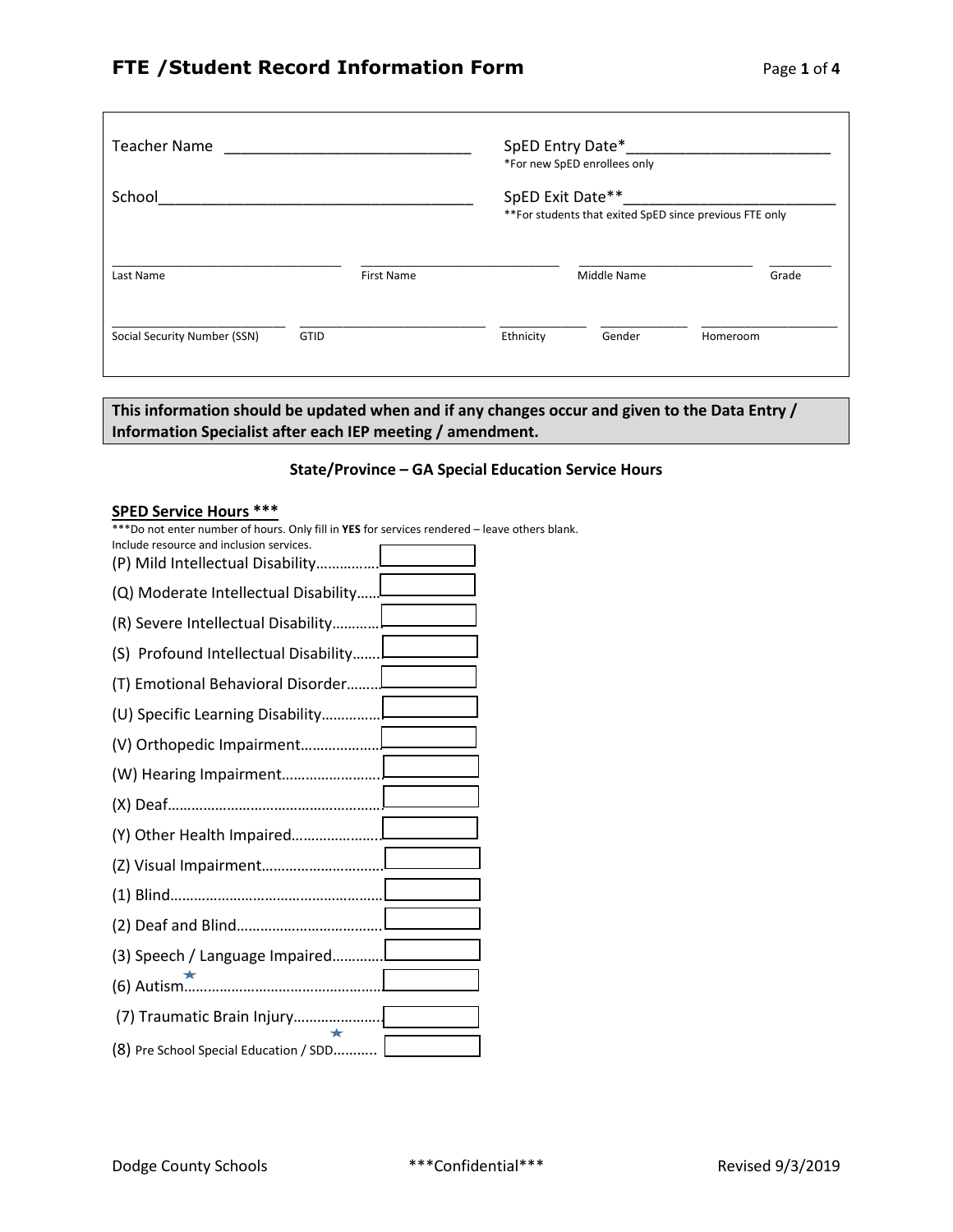# FTE /Student Record Information Form

Teacher Name ______________________________

School______________________________________

SpED Entry Date*________________________
*For new SpED enrollees only

SpED Exit Date**________________________
**For students that exited SpED since previous FTE only

| ______________ | ______________ | ______________ | ______ |
|---|---|---|---|
| Last Name | First Name | Middle Name | Grade |

| ______________ | ______________ | ______ | ______ | ______ |
|---|---|---|---|---|
| Social Security Number (SSN) | GTID | Ethnicity | Gender | Homeroom |

**This information should be updated when and if any changes occur and given to the Data Entry / Information Specialist after each IEP meeting / amendment.**

**State/Province – GA Special Education Service Hours**

**SPED Service Hours *****

***Do not enter number of hours. Only fill in **YES** for services rendered – leave others blank. Include resource and inclusion services.

| Service | |
|---|---|
| (P) Mild Intellectual Disability…………… | |
| (Q) Moderate Intellectual Disability…… | |
| (R) Severe Intellectual Disability………… | |
| (S) Profound Intellectual Disability……. | |
| (T) Emotional Behavioral Disorder……… | |
| (U) Specific Learning Disability…………… | |
| (V) Orthopedic Impairment………………… | |
| (W) Hearing Impairment……………………. | |
| (X) Deaf……………………………………………… | |
| (Y) Other Health Impaired………………….. | |
| (Z) Visual Impairment…………………………. | |
| (1) Blind………………………………………………. | |
| (2) Deaf and Blind………………………………. | |
| (3) Speech / Language Impaired…………. | |
| (6) Autism★……………………………………………. | |
| (7) Traumatic Brain Injury………………….. | |
| (8) Pre School Special Education / SDD★……….. | |

Dodge County Schools ***Confidential*** Revised 9/3/2019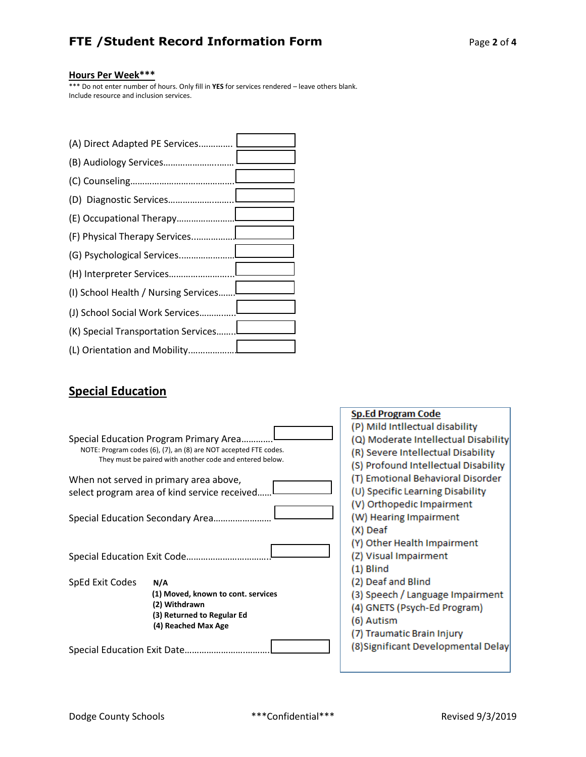# FTE /Student Record Information Form

**Hours Per Week*****

*** Do not enter number of hours. Only fill in **YES** for services rendered – leave others blank. Include resource and inclusion services.

(A) Direct Adapted PE Services.............. [ ]

(B) Audiology Services............................ [ ]

(C) Counseling............................................ [ ]

(D) Diagnostic Services............................. [ ]

(E) Occupational Therapy.......................... [ ]

(F) Physical Therapy Services.................. [ ]

(G) Psychological Services........................ [ ]

(H) Interpreter Services............................ [ ]

(I) School Health / Nursing Services....... [ ]

(J) School Social Work Services............... [ ]

(K) Special Transportation Services........ [ ]

(L) Orientation and Mobility.................... [ ]

## Special Education

Special Education Program Primary Area............. [ ]

NOTE: Program codes (6), (7), an (8) are NOT accepted FTE codes. They must be paired with another code and entered below.

When not served in primary area above, select program area of kind service received...... [ ]

Special Education Secondary Area........................ [ ]

Special Education Exit Code.................................. [ ]

SpEd Exit Codes
- **N/A**
- **(1) Moved, known to cont. services**
- **(2) Withdrawn**
- **(3) Returned to Regular Ed**
- **(4) Reached Max Age**

Special Education Exit Date.................................. [ ]

**Sp.Ed Program Code**
- (P) Mild Intllectual disability
- (Q) Moderate Intellectual Disability
- (R) Severe Intellectual Disability
- (S) Profound Intellectual Disability
- (T) Emotional Behavioral Disorder
- (U) Specific Learning Disability
- (V) Orthopedic Impairment
- (W) Hearing Impairment
- (X) Deaf
- (Y) Other Health Impairment
- (Z) Visual Impairment
- (1) Blind
- (2) Deaf and Blind
- (3) Speech / Language Impairment
- (4) GNETS (Psych-Ed Program)
- (6) Autism
- (7) Traumatic Brain Injury
- (8)Significant Developmental Delay

Dodge County Schools ***Confidential*** Revised 9/3/2019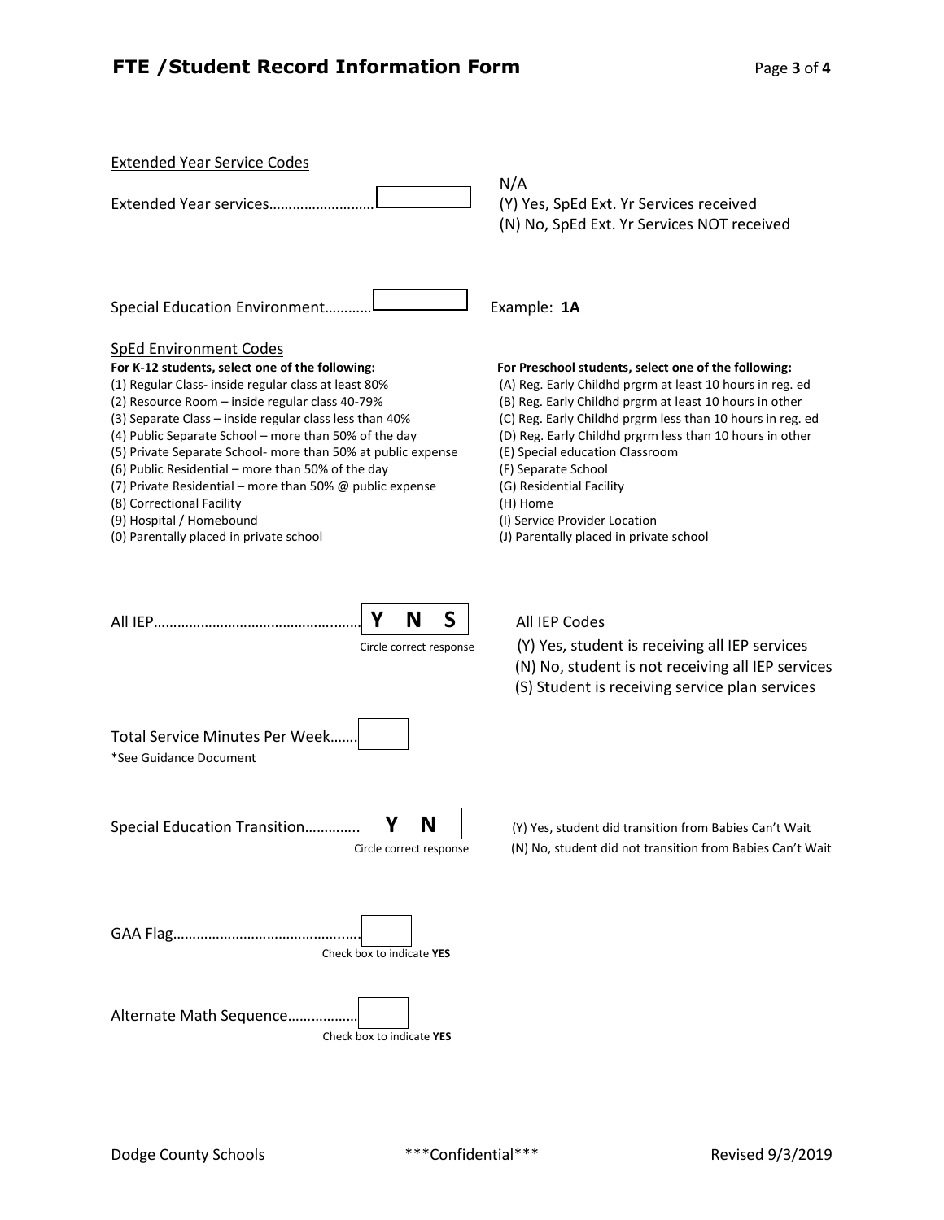## FTE /Student Record Information Form

Extended Year Service Codes

Extended Year services……………………… [ ]

N/A
(Y) Yes, SpEd Ext. Yr Services received
(N) No, SpEd Ext. Yr Services NOT received

Special Education Environment………… [ ]

Example: **1A**

SpEd Environment Codes

**For K-12 students, select one of the following:**

(1) Regular Class- inside regular class at least 80%
(2) Resource Room – inside regular class 40-79%
(3) Separate Class – inside regular class less than 40%
(4) Public Separate School – more than 50% of the day
(5) Private Separate School- more than 50% at public expense
(6) Public Residential – more than 50% of the day
(7) Private Residential – more than 50% @ public expense
(8) Correctional Facility
(9) Hospital / Homebound
(0) Parentally placed in private school

**For Preschool students, select one of the following:**

(A) Reg. Early Childhd prgrm at least 10 hours in reg. ed
(B) Reg. Early Childhd prgrm at least 10 hours in other
(C) Reg. Early Childhd prgrm less than 10 hours in reg. ed
(D) Reg. Early Childhd prgrm less than 10 hours in other
(E) Special education Classroom
(F) Separate School
(G) Residential Facility
(H) Home
(I) Service Provider Location
(J) Parentally placed in private school

All IEP……………………………………………… **Y N S**
Circle correct response

All IEP Codes
(Y) Yes, student is receiving all IEP services
(N) No, student is not receiving all IEP services
(S) Student is receiving service plan services

Total Service Minutes Per Week……. [ ]
*See Guidance Document

Special Education Transition…………. **Y N**
Circle correct response

(Y) Yes, student did transition from Babies Can't Wait
(N) No, student did not transition from Babies Can't Wait

GAA Flag………………………………………. [ ]
Check box to indicate **YES**

Alternate Math Sequence……………… [ ]
Check box to indicate **YES**

Dodge County Schools ***Confidential*** Revised 9/3/2019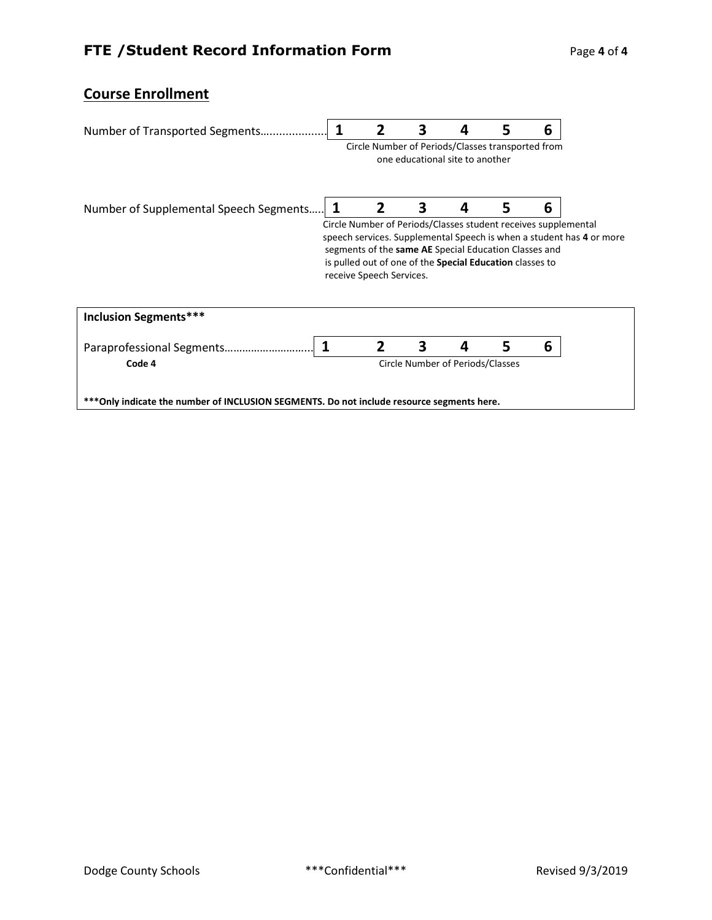## Course Enrollment

Number of Transported Segments....................

| | | | | | |
|---|---|---|---|---|---|
| **1** | **2** | **3** | **4** | **5** | **6** |

Circle Number of Periods/Classes transported from one educational site to another

Number of Supplemental Speech Segments.....

| | | | | | |
|---|---|---|---|---|---|
| **1** | **2** | **3** | **4** | **5** | **6** |

Circle Number of Periods/Classes student receives supplemental speech services. Supplemental Speech is when a student has **4** or more segments of the **same AE** Special Education Classes and is pulled out of one of the **Special Education** classes to receive Speech Services.

**Inclusion Segments*****

Paraprofessional Segments……………………….

**Code 4**

| | | | | | |
|---|---|---|---|---|---|
| **1** | **2** | **3** | **4** | **5** | **6** |

Circle Number of Periods/Classes

*****Only indicate the number of INCLUSION SEGMENTS. Do not include resource segments here.**

Dodge County Schools ***Confidential*** Revised 9/3/2019